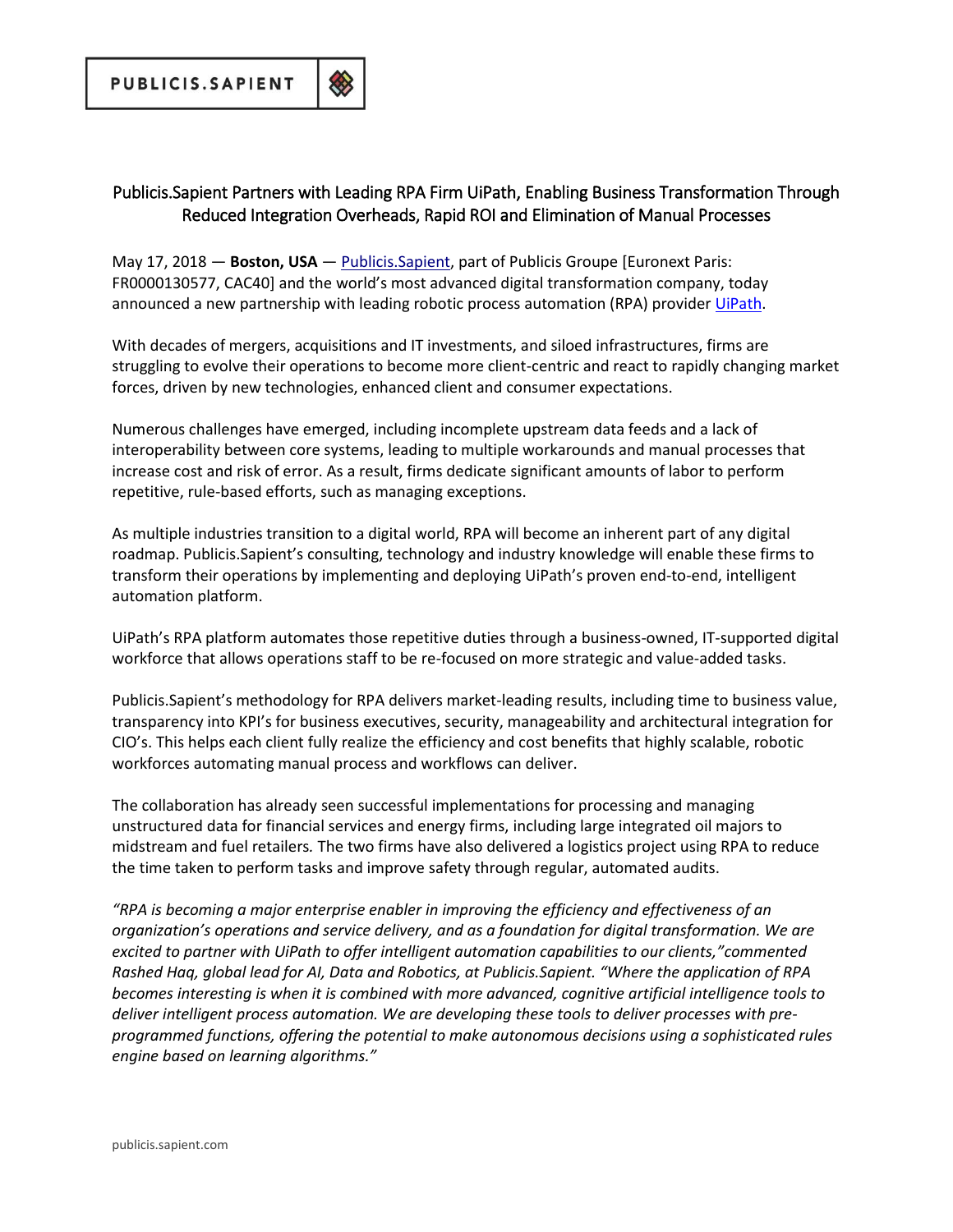PUBLICIS.SAPIENT

# Publicis.Sapient Partners with Leading RPA Firm UiPath, Enabling Business Transformation Through Reduced Integration Overheads, Rapid ROI and Elimination of Manual Processes

May 17, 2018 — **Boston, USA** — Publicis.Sapient, part of Publicis Groupe [Euronext Paris: FR0000130577, CAC40] and the world's most advanced digital transformation company, today announced a new partnership with leading robotic process automation (RPA) provider UiPath.

With decades of mergers, acquisitions and IT investments, and siloed infrastructures, firms are struggling to evolve their operations to become more client-centric and react to rapidly changing market forces, driven by new technologies, enhanced client and consumer expectations.

Numerous challenges have emerged, including incomplete upstream data feeds and a lack of interoperability between core systems, leading to multiple workarounds and manual processes that increase cost and risk of error. As a result, firms dedicate significant amounts of labor to perform repetitive, rule-based efforts, such as managing exceptions.

As multiple industries transition to a digital world, RPA will become an inherent part of any digital roadmap. Publicis.Sapient's consulting, technology and industry knowledge will enable these firms to transform their operations by implementing and deploying UiPath's proven end-to-end, intelligent automation platform.

UiPath's RPA platform automates those repetitive duties through a business-owned, IT-supported digital workforce that allows operations staff to be re-focused on more strategic and value-added tasks.

Publicis.Sapient's methodology for RPA delivers market-leading results, including time to business value, transparency into KPI's for business executives, security, manageability and architectural integration for CIO's. This helps each client fully realize the efficiency and cost benefits that highly scalable, robotic workforces automating manual process and workflows can deliver.

The collaboration has already seen successful implementations for processing and managing unstructured data for financial services and energy firms, including large integrated oil majors to midstream and fuel retailers. The two firms have also delivered a logistics project using RPA to reduce the time taken to perform tasks and improve safety through regular, automated audits.

*"RPA is becoming a major enterprise enabler in improving the efficiency and effectiveness of an organization's operations and service delivery, and as a foundation for digital transformation. We are excited to partner with UiPath to offer intelligent automation capabilities to our clients,"commented Rashed Haq, global lead for AI, Data and Robotics, at Publicis.Sapient. "Where the application of RPA becomes interesting is when it is combined with more advanced, cognitive artificial intelligence tools to deliver intelligent process automation. We are developing these tools to deliver processes with pre-programmed functions, offering the potential to make autonomous decisions using a sophisticated rules engine based on learning algorithms."*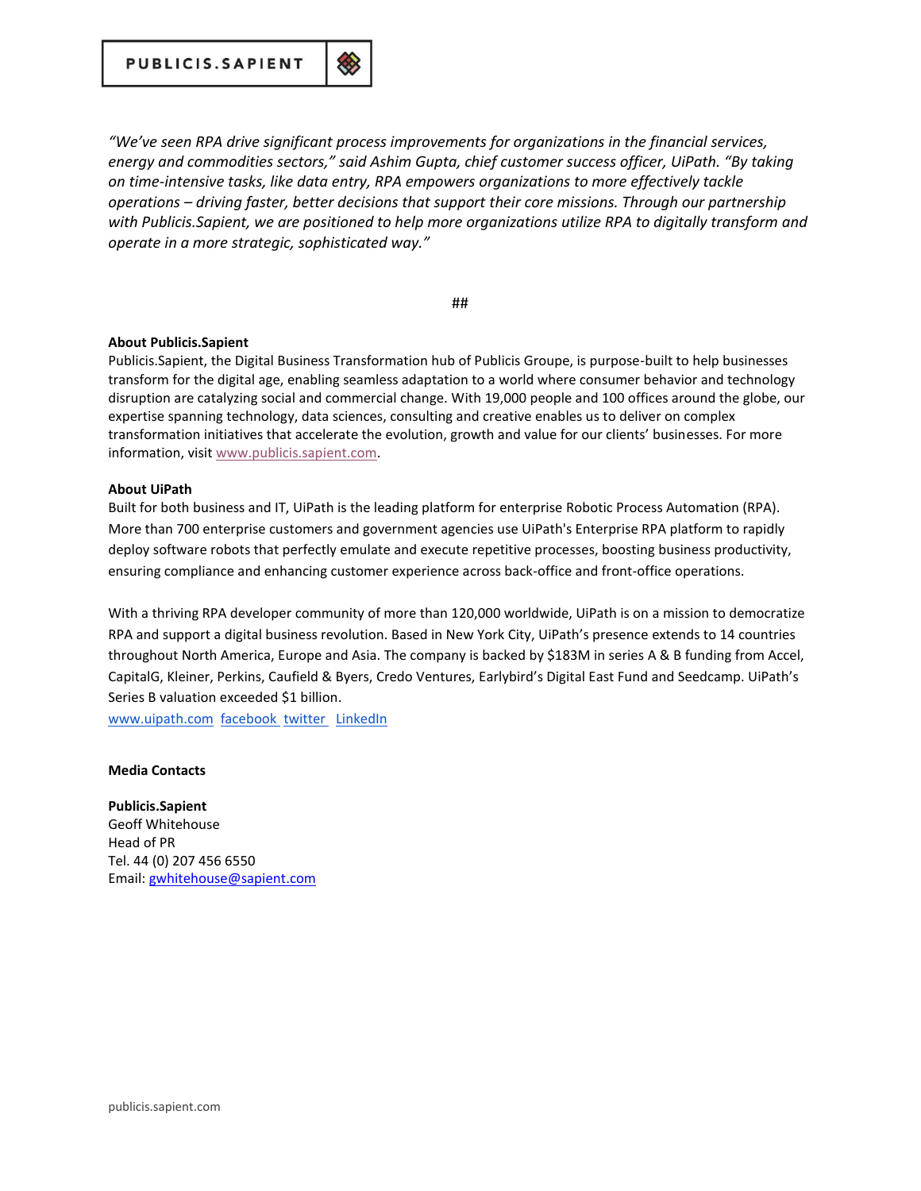*"We've seen RPA drive significant process improvements for organizations in the financial services, energy and commodities sectors," said Ashim Gupta, chief customer success officer, UiPath. "By taking on time-intensive tasks, like data entry, RPA empowers organizations to more effectively tackle operations – driving faster, better decisions that support their core missions. Through our partnership with Publicis.Sapient, we are positioned to help more organizations utilize RPA to digitally transform and operate in a more strategic, sophisticated way."*

##

**About Publicis.Sapient**

Publicis.Sapient, the Digital Business Transformation hub of Publicis Groupe, is purpose-built to help businesses transform for the digital age, enabling seamless adaptation to a world where consumer behavior and technology disruption are catalyzing social and commercial change. With 19,000 people and 100 offices around the globe, our expertise spanning technology, data sciences, consulting and creative enables us to deliver on complex transformation initiatives that accelerate the evolution, growth and value for our clients' businesses. For more information, visit www.publicis.sapient.com.

**About UiPath**

Built for both business and IT, UiPath is the leading platform for enterprise Robotic Process Automation (RPA). More than 700 enterprise customers and government agencies use UiPath's Enterprise RPA platform to rapidly deploy software robots that perfectly emulate and execute repetitive processes, boosting business productivity, ensuring compliance and enhancing customer experience across back-office and front-office operations.

With a thriving RPA developer community of more than 120,000 worldwide, UiPath is on a mission to democratize RPA and support a digital business revolution. Based in New York City, UiPath's presence extends to 14 countries throughout North America, Europe and Asia. The company is backed by $183M in series A & B funding from Accel, CapitalG, Kleiner, Perkins, Caufield & Byers, Credo Ventures, Earlybird's Digital East Fund and Seedcamp. UiPath's Series B valuation exceeded $1 billion.

www.uipath.com facebook twitter LinkedIn

**Media Contacts**

**Publicis.Sapient**
Geoff Whitehouse
Head of PR
Tel. 44 (0) 207 456 6550
Email: gwhitehouse@sapient.com